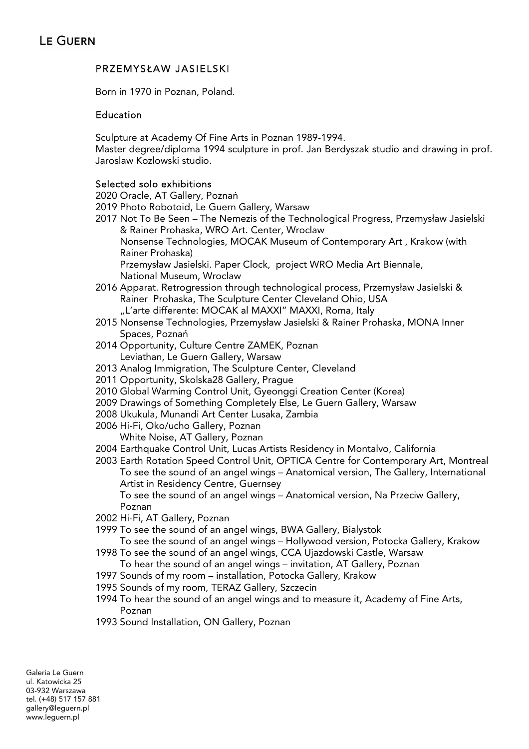# LE GUERN

## PRZEMYSŁAW JASIELSKI

Born in 1970 in Poznan, Poland.

### Education

Sculpture at Academy Of Fine Arts in Poznan 1989-1994.
Master degree/diploma 1994 sculpture in prof. Jan Berdyszak studio and drawing in prof. Jaroslaw Kozlowski studio.

### Selected solo exhibitions

2020 Oracle, AT Gallery, Poznań
2019 Photo Robotoid, Le Guern Gallery, Warsaw
2017 Not To Be Seen – The Nemezis of the Technological Progress, Przemysław Jasielski & Rainer Prohaska, WRO Art. Center, Wroclaw
Nonsense Technologies, MOCAK Museum of Contemporary Art , Krakow (with Rainer Prohaska)
Przemysław Jasielski. Paper Clock, project WRO Media Art Biennale, National Museum, Wroclaw
2016 Apparat. Retrogression through technological process, Przemysław Jasielski & Rainer Prohaska, The Sculpture Center Cleveland Ohio, USA
„L'arte differente: MOCAK al MAXXI" MAXXI, Roma, Italy
2015 Nonsense Technologies, Przemysław Jasielski & Rainer Prohaska, MONA Inner Spaces, Poznań
2014 Opportunity, Culture Centre ZAMEK, Poznan
Leviathan, Le Guern Gallery, Warsaw
2013 Analog Immigration, The Sculpture Center, Cleveland
2011 Opportunity, Skolska28 Gallery, Prague
2010 Global Warming Control Unit, Gyeonggi Creation Center (Korea)
2009 Drawings of Something Completely Else, Le Guern Gallery, Warsaw
2008 Ukukula, Munandi Art Center Lusaka, Zambia
2006 Hi-Fi, Oko/ucho Gallery, Poznan
White Noise, AT Gallery, Poznan
2004 Earthquake Control Unit, Lucas Artists Residency in Montalvo, California
2003 Earth Rotation Speed Control Unit, OPTICA Centre for Contemporary Art, Montreal
To see the sound of an angel wings – Anatomical version, The Gallery, International Artist in Residency Centre, Guernsey
To see the sound of an angel wings – Anatomical version, Na Przeciw Gallery, Poznan
2002 Hi-Fi, AT Gallery, Poznan
1999 To see the sound of an angel wings, BWA Gallery, Bialystok
To see the sound of an angel wings – Hollywood version, Potocka Gallery, Krakow
1998 To see the sound of an angel wings, CCA Ujazdowski Castle, Warsaw
To hear the sound of an angel wings – invitation, AT Gallery, Poznan
1997 Sounds of my room – installation, Potocka Gallery, Krakow
1995 Sounds of my room, TERAZ Gallery, Szczecin
1994 To hear the sound of an angel wings and to measure it, Academy of Fine Arts, Poznan
1993 Sound Installation, ON Gallery, Poznan

Galeria Le Guern
ul. Katowicka 25
03-932 Warszawa
tel. (+48) 517 157 881
gallery@leguern.pl
www.leguern.pl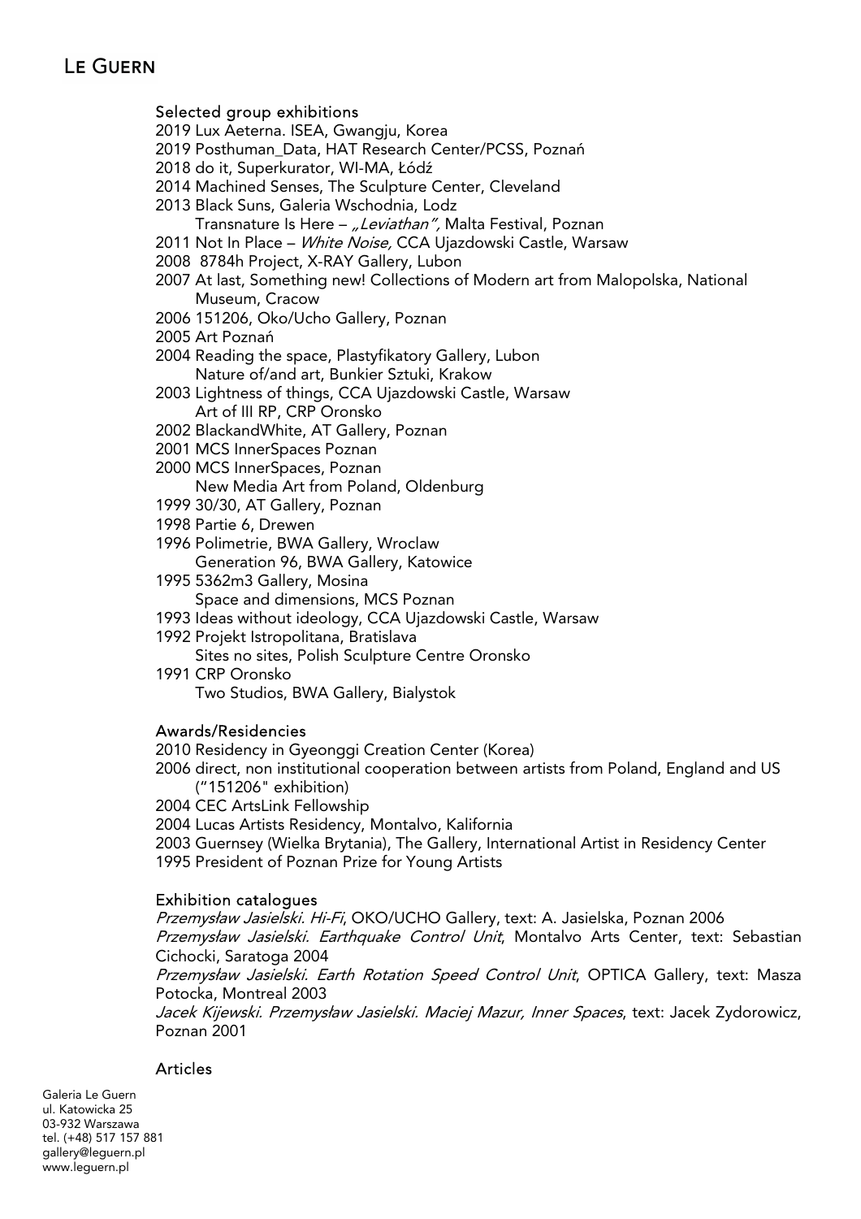### Selected group exhibitions

2019 Lux Aeterna. ISEA, Gwangju, Korea
2019 Posthuman_Data, HAT Research Center/PCSS, Poznań
2018 do it, Superkurator, WI-MA, Łódź
2014 Machined Senses, The Sculpture Center, Cleveland
2013 Black Suns, Galeria Wschodnia, Lodz
  Transnature Is Here – *„Leviathan",* Malta Festival, Poznan
2011 Not In Place – *White Noise,* CCA Ujazdowski Castle, Warsaw
2008 8784h Project, X-RAY Gallery, Lubon
2007 At last, Something new! Collections of Modern art from Malopolska, National Museum, Cracow
2006 151206, Oko/Ucho Gallery, Poznan
2005 Art Poznań
2004 Reading the space, Plastyfikatory Gallery, Lubon
  Nature of/and art, Bunkier Sztuki, Krakow
2003 Lightness of things, CCA Ujazdowski Castle, Warsaw
  Art of III RP, CRP Oronsko
2002 BlackandWhite, AT Gallery, Poznan
2001 MCS InnerSpaces Poznan
2000 MCS InnerSpaces, Poznan
  New Media Art from Poland, Oldenburg
1999 30/30, AT Gallery, Poznan
1998 Partie 6, Drewen
1996 Polimetrie, BWA Gallery, Wroclaw
  Generation 96, BWA Gallery, Katowice
1995 5362m3 Gallery, Mosina
  Space and dimensions, MCS Poznan
1993 Ideas without ideology, CCA Ujazdowski Castle, Warsaw
1992 Projekt Istropolitana, Bratislava
  Sites no sites, Polish Sculpture Centre Oronsko
1991 CRP Oronsko
  Two Studios, BWA Gallery, Bialystok

### Awards/Residencies

2010 Residency in Gyeonggi Creation Center (Korea)
2006 direct, non institutional cooperation between artists from Poland, England and US ("151206" exhibition)
2004 CEC ArtsLink Fellowship
2004 Lucas Artists Residency, Montalvo, Kalifornia
2003 Guernsey (Wielka Brytania), The Gallery, International Artist in Residency Center
1995 President of Poznan Prize for Young Artists

### Exhibition catalogues

*Przemysław Jasielski. Hi-Fi*, OKO/UCHO Gallery, text: A. Jasielska, Poznan 2006
*Przemysław Jasielski. Earthquake Control Unit*, Montalvo Arts Center, text: Sebastian Cichocki, Saratoga 2004
*Przemysław Jasielski. Earth Rotation Speed Control Unit*, OPTICA Gallery, text: Masza Potocka, Montreal 2003
*Jacek Kijewski. Przemysław Jasielski. Maciej Mazur, Inner Spaces*, text: Jacek Zydorowicz, Poznan 2001

### Articles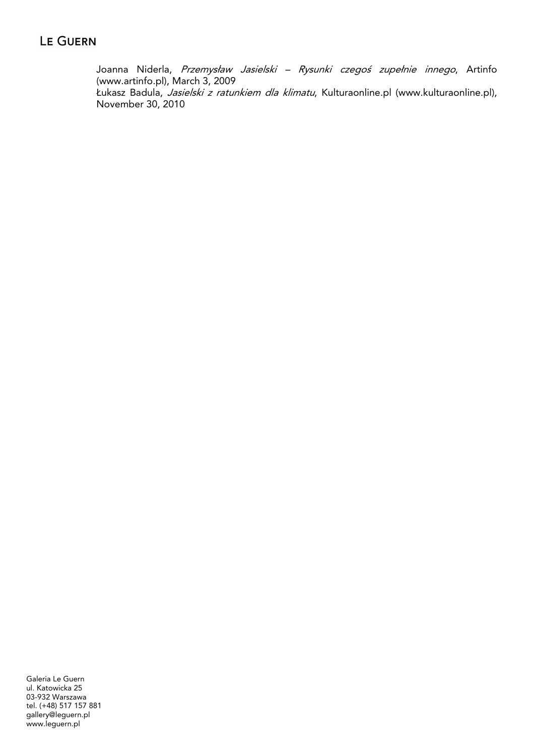Joanna Niderla, *Przemysław Jasielski – Rysunki czegoś zupełnie innego*, Artinfo (www.artinfo.pl), March 3, 2009

Łukasz Badula, *Jasielski z ratunkiem dla klimatu*, Kulturaonline.pl (www.kulturaonline.pl), November 30, 2010